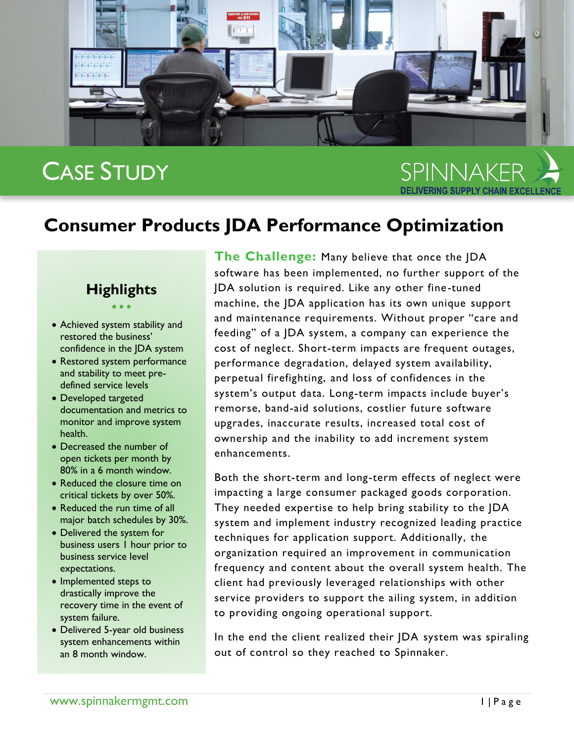CASE STUDY

SPINNAKER
DELIVERING SUPPLY CHAIN EXCELLENCE

# Consumer Products JDA Performance Optimization

## Highlights

- Achieved system stability and restored the business' confidence in the JDA system
- Restored system performance and stability to meet pre-defined service levels
- Developed targeted documentation and metrics to monitor and improve system health.
- Decreased the number of open tickets per month by 80% in a 6 month window.
- Reduced the closure time on critical tickets by over 50%.
- Reduced the run time of all major batch schedules by 30%.
- Delivered the system for business users 1 hour prior to business service level expectations.
- Implemented steps to drastically improve the recovery time in the event of system failure.
- Delivered 5-year old business system enhancements within an 8 month window.

**The Challenge:** Many believe that once the JDA software has been implemented, no further support of the JDA solution is required. Like any other fine-tuned machine, the JDA application has its own unique support and maintenance requirements. Without proper "care and feeding" of a JDA system, a company can experience the cost of neglect. Short-term impacts are frequent outages, performance degradation, delayed system availability, perpetual firefighting, and loss of confidences in the system's output data. Long-term impacts include buyer's remorse, band-aid solutions, costlier future software upgrades, inaccurate results, increased total cost of ownership and the inability to add increment system enhancements.

Both the short-term and long-term effects of neglect were impacting a large consumer packaged goods corporation. They needed expertise to help bring stability to the JDA system and implement industry recognized leading practice techniques for application support. Additionally, the organization required an improvement in communication frequency and content about the overall system health. The client had previously leveraged relationships with other service providers to support the ailing system, in addition to providing ongoing operational support.

In the end the client realized their JDA system was spiraling out of control so they reached to Spinnaker.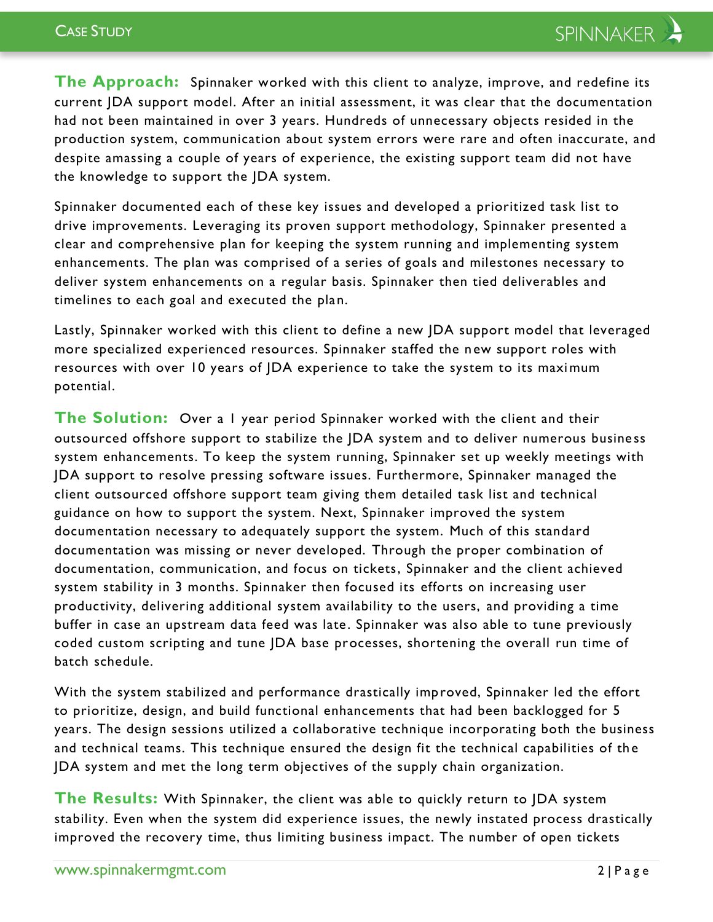**The Approach:** Spinnaker worked with this client to analyze, improve, and redefine its current JDA support model. After an initial assessment, it was clear that the documentation had not been maintained in over 3 years. Hundreds of unnecessary objects resided in the production system, communication about system errors were rare and often inaccurate, and despite amassing a couple of years of experience, the existing support team did not have the knowledge to support the JDA system.

Spinnaker documented each of these key issues and developed a prioritized task list to drive improvements. Leveraging its proven support methodology, Spinnaker presented a clear and comprehensive plan for keeping the system running and implementing system enhancements. The plan was comprised of a series of goals and milestones necessary to deliver system enhancements on a regular basis. Spinnaker then tied deliverables and timelines to each goal and executed the plan.

Lastly, Spinnaker worked with this client to define a new JDA support model that leveraged more specialized experienced resources. Spinnaker staffed the new support roles with resources with over 10 years of JDA experience to take the system to its maximum potential.

**The Solution:** Over a 1 year period Spinnaker worked with the client and their outsourced offshore support to stabilize the JDA system and to deliver numerous business system enhancements. To keep the system running, Spinnaker set up weekly meetings with JDA support to resolve pressing software issues. Furthermore, Spinnaker managed the client outsourced offshore support team giving them detailed task list and technical guidance on how to support the system. Next, Spinnaker improved the system documentation necessary to adequately support the system. Much of this standard documentation was missing or never developed. Through the proper combination of documentation, communication, and focus on tickets, Spinnaker and the client achieved system stability in 3 months. Spinnaker then focused its efforts on increasing user productivity, delivering additional system availability to the users, and providing a time buffer in case an upstream data feed was late. Spinnaker was also able to tune previously coded custom scripting and tune JDA base processes, shortening the overall run time of batch schedule.

With the system stabilized and performance drastically improved, Spinnaker led the effort to prioritize, design, and build functional enhancements that had been backlogged for 5 years. The design sessions utilized a collaborative technique incorporating both the business and technical teams. This technique ensured the design fit the technical capabilities of the JDA system and met the long term objectives of the supply chain organization.

**The Results:** With Spinnaker, the client was able to quickly return to JDA system stability. Even when the system did experience issues, the newly instated process drastically improved the recovery time, thus limiting business impact. The number of open tickets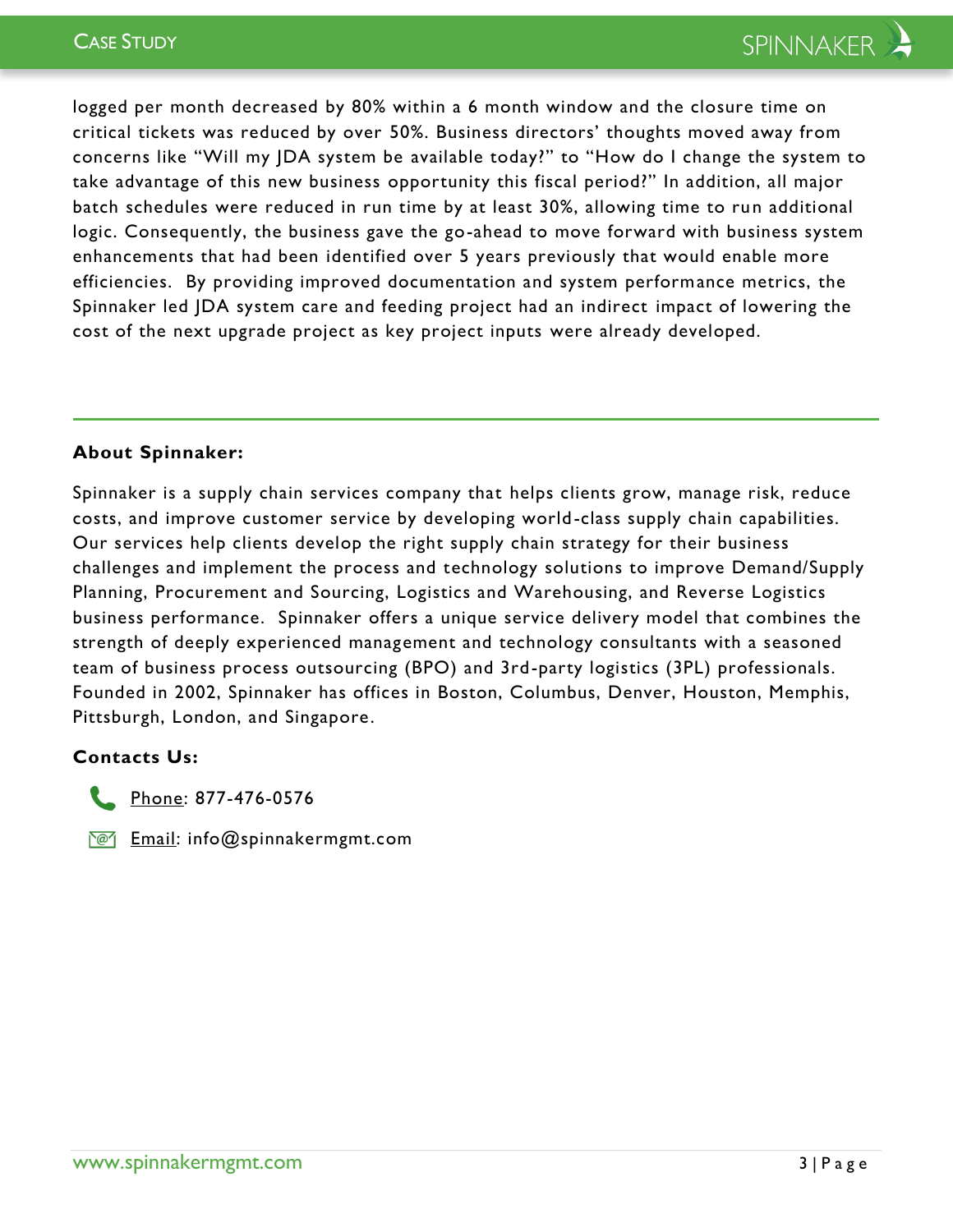logged per month decreased by 80% within a 6 month window and the closure time on critical tickets was reduced by over 50%. Business directors' thoughts moved away from concerns like "Will my JDA system be available today?" to "How do I change the system to take advantage of this new business opportunity this fiscal period?" In addition, all major batch schedules were reduced in run time by at least 30%, allowing time to run additional logic. Consequently, the business gave the go-ahead to move forward with business system enhancements that had been identified over 5 years previously that would enable more efficiencies. By providing improved documentation and system performance metrics, the Spinnaker led JDA system care and feeding project had an indirect impact of lowering the cost of the next upgrade project as key project inputs were already developed.

---

**About Spinnaker:**

Spinnaker is a supply chain services company that helps clients grow, manage risk, reduce costs, and improve customer service by developing world-class supply chain capabilities. Our services help clients develop the right supply chain strategy for their business challenges and implement the process and technology solutions to improve Demand/Supply Planning, Procurement and Sourcing, Logistics and Warehousing, and Reverse Logistics business performance. Spinnaker offers a unique service delivery model that combines the strength of deeply experienced management and technology consultants with a seasoned team of business process outsourcing (BPO) and 3rd-party logistics (3PL) professionals. Founded in 2002, Spinnaker has offices in Boston, Columbus, Denver, Houston, Memphis, Pittsburgh, London, and Singapore.

**Contacts Us:**

Phone: 877-476-0576

Email: info@spinnakermgmt.com